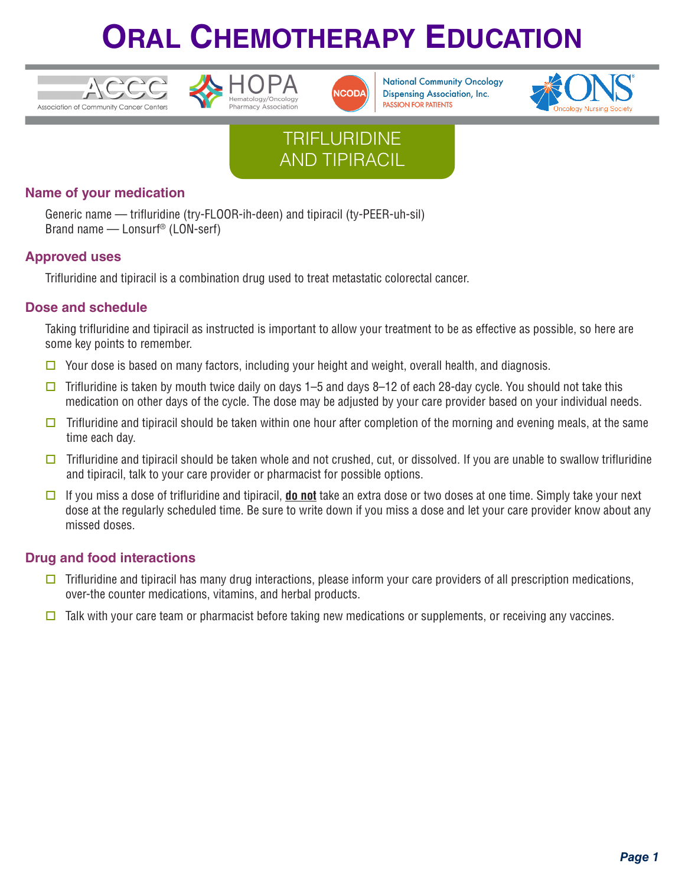# Oral Chemotherapy Education

ACCC Association of Community Cancer Centers | HOPA Hematology/Oncology Pharmacy Association | NCODA National Community Oncology Dispensing Association, Inc. PASSION FOR PATIENTS | ONS Oncology Nursing Society

## TRIFLURIDINE AND TIPIRACIL

### Name of your medication

Generic name — trifluridine (try-FLOOR-ih-deen) and tipiracil (ty-PEER-uh-sil)
Brand name — Lonsurf® (LON-serf)

### Approved uses

Trifluridine and tipiracil is a combination drug used to treat metastatic colorectal cancer.

### Dose and schedule

Taking trifluridine and tipiracil as instructed is important to allow your treatment to be as effective as possible, so here are some key points to remember.

- ☐ Your dose is based on many factors, including your height and weight, overall health, and diagnosis.
- ☐ Trifluridine is taken by mouth twice daily on days 1–5 and days 8–12 of each 28-day cycle. You should not take this medication on other days of the cycle. The dose may be adjusted by your care provider based on your individual needs.
- ☐ Trifluridine and tipiracil should be taken within one hour after completion of the morning and evening meals, at the same time each day.
- ☐ Trifluridine and tipiracil should be taken whole and not crushed, cut, or dissolved. If you are unable to swallow trifluridine and tipiracil, talk to your care provider or pharmacist for possible options.
- ☐ If you miss a dose of trifluridine and tipiracil, **do not** take an extra dose or two doses at one time. Simply take your next dose at the regularly scheduled time. Be sure to write down if you miss a dose and let your care provider know about any missed doses.

### Drug and food interactions

- ☐ Trifluridine and tipiracil has many drug interactions, please inform your care providers of all prescription medications, over-the counter medications, vitamins, and herbal products.
- ☐ Talk with your care team or pharmacist before taking new medications or supplements, or receiving any vaccines.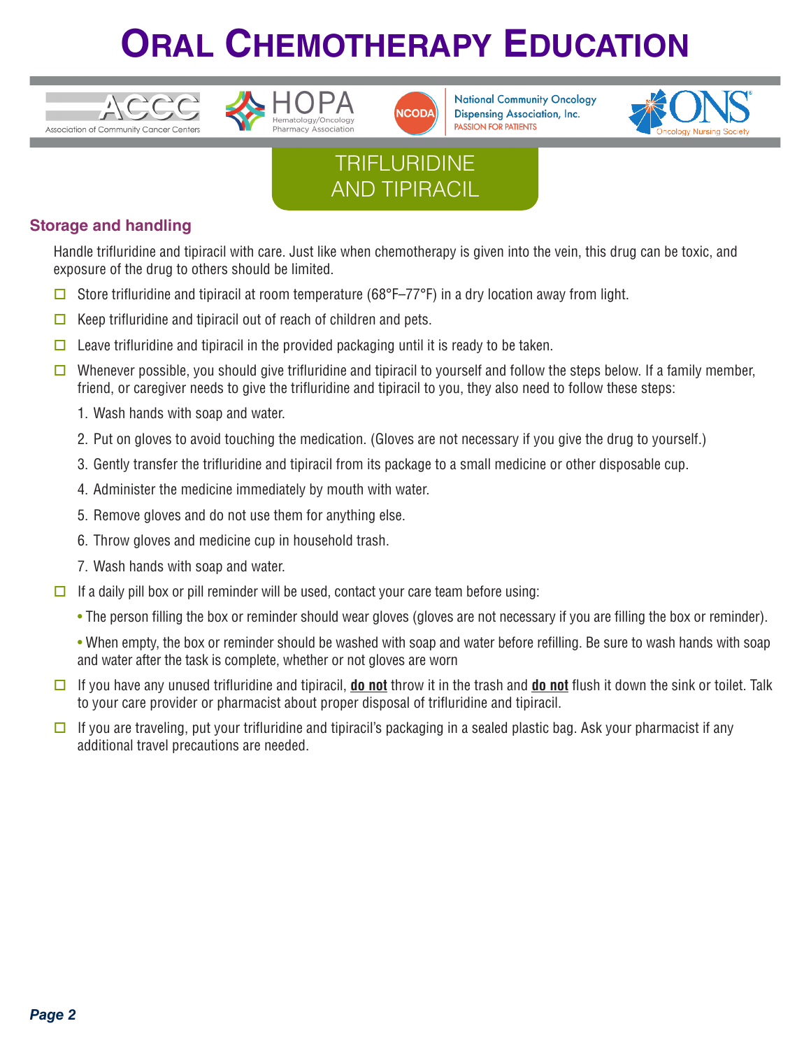# ORAL CHEMOTHERAPY EDUCATION

## TRIFLURIDINE AND TIPIRACIL

### Storage and handling

Handle trifluridine and tipiracil with care. Just like when chemotherapy is given into the vein, this drug can be toxic, and exposure of the drug to others should be limited.

- ☐ Store trifluridine and tipiracil at room temperature (68°F–77°F) in a dry location away from light.
- ☐ Keep trifluridine and tipiracil out of reach of children and pets.
- ☐ Leave trifluridine and tipiracil in the provided packaging until it is ready to be taken.
- ☐ Whenever possible, you should give trifluridine and tipiracil to yourself and follow the steps below. If a family member, friend, or caregiver needs to give the trifluridine and tipiracil to you, they also need to follow these steps:
  1. Wash hands with soap and water.
  2. Put on gloves to avoid touching the medication. (Gloves are not necessary if you give the drug to yourself.)
  3. Gently transfer the trifluridine and tipiracil from its package to a small medicine or other disposable cup.
  4. Administer the medicine immediately by mouth with water.
  5. Remove gloves and do not use them for anything else.
  6. Throw gloves and medicine cup in household trash.
  7. Wash hands with soap and water.
- ☐ If a daily pill box or pill reminder will be used, contact your care team before using:
  - The person filling the box or reminder should wear gloves (gloves are not necessary if you are filling the box or reminder).
  - When empty, the box or reminder should be washed with soap and water before refilling. Be sure to wash hands with soap and water after the task is complete, whether or not gloves are worn
- ☐ If you have any unused trifluridine and tipiracil, **do not** throw it in the trash and **do not** flush it down the sink or toilet. Talk to your care provider or pharmacist about proper disposal of trifluridine and tipiracil.
- ☐ If you are traveling, put your trifluridine and tipiracil's packaging in a sealed plastic bag. Ask your pharmacist if any additional travel precautions are needed.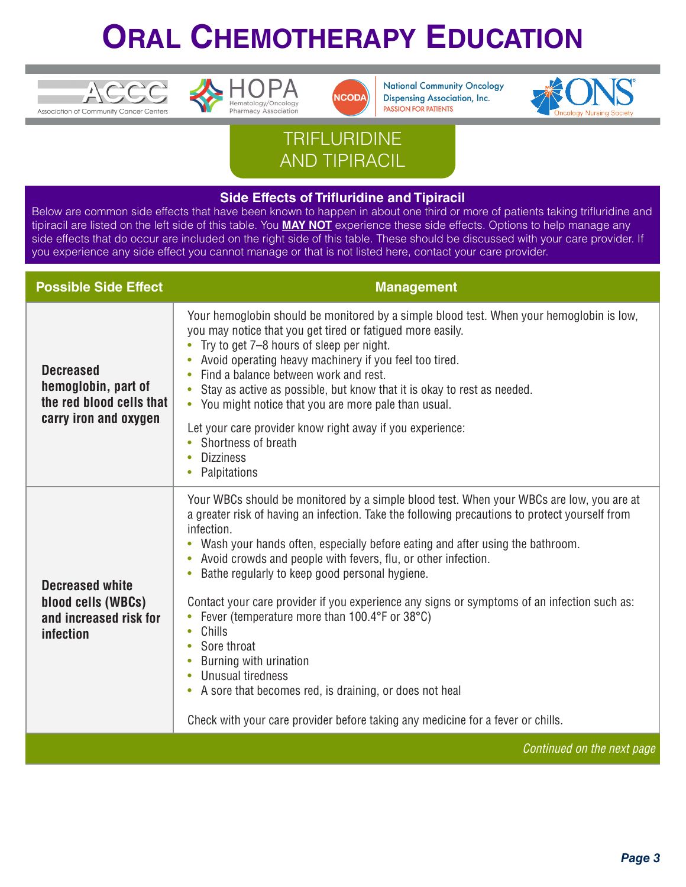# Oral Chemotherapy Education

ACCC Association of Community Cancer Centers | HOPA Hematology/Oncology Pharmacy Association | NCODA National Community Oncology Dispensing Association, Inc. PASSION FOR PATIENTS | ONS Oncology Nursing Society

## TRIFLURIDINE AND TIPIRACIL

### Side Effects of Trifluridine and Tipiracil

Below are common side effects that have been known to happen in about one third or more of patients taking trifluridine and tipiracil are listed on the left side of this table. You **MAY NOT** experience these side effects. Options to help manage any side effects that do occur are included on the right side of this table. These should be discussed with your care provider. If you experience any side effect you cannot manage or that is not listed here, contact your care provider.

| Possible Side Effect | Management |
|---|---|
| **Decreased hemoglobin, part of the red blood cells that carry iron and oxygen** | Your hemoglobin should be monitored by a simple blood test. When your hemoglobin is low, you may notice that you get tired or fatigued more easily.<br>• Try to get 7–8 hours of sleep per night.<br>• Avoid operating heavy machinery if you feel too tired.<br>• Find a balance between work and rest.<br>• Stay as active as possible, but know that it is okay to rest as needed.<br>• You might notice that you are more pale than usual.<br><br>Let your care provider know right away if you experience:<br>• Shortness of breath<br>• Dizziness<br>• Palpitations |
| **Decreased white blood cells (WBCs) and increased risk for infection** | Your WBCs should be monitored by a simple blood test. When your WBCs are low, you are at a greater risk of having an infection. Take the following precautions to protect yourself from infection.<br>• Wash your hands often, especially before eating and after using the bathroom.<br>• Avoid crowds and people with fevers, flu, or other infection.<br>• Bathe regularly to keep good personal hygiene.<br><br>Contact your care provider if you experience any signs or symptoms of an infection such as:<br>• Fever (temperature more than 100.4°F or 38°C)<br>• Chills<br>• Sore throat<br>• Burning with urination<br>• Unusual tiredness<br>• A sore that becomes red, is draining, or does not heal<br><br>Check with your care provider before taking any medicine for a fever or chills. |

*Continued on the next page*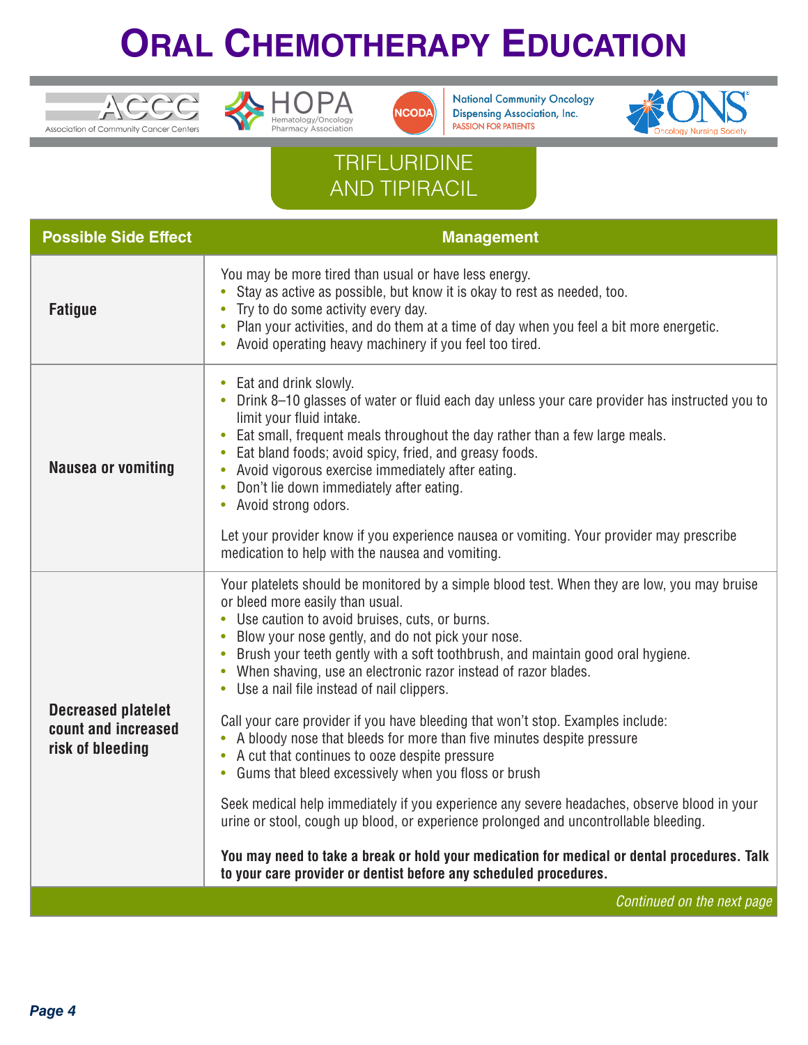# Oral Chemotherapy Education

## TRIFLURIDINE AND TIPIRACIL

| Possible Side Effect | Management |
| --- | --- |
| **Fatigue** | You may be more tired than usual or have less energy.<br>• Stay as active as possible, but know it is okay to rest as needed, too.<br>• Try to do some activity every day.<br>• Plan your activities, and do them at a time of day when you feel a bit more energetic.<br>• Avoid operating heavy machinery if you feel too tired. |
| **Nausea or vomiting** | • Eat and drink slowly.<br>• Drink 8–10 glasses of water or fluid each day unless your care provider has instructed you to limit your fluid intake.<br>• Eat small, frequent meals throughout the day rather than a few large meals.<br>• Eat bland foods; avoid spicy, fried, and greasy foods.<br>• Avoid vigorous exercise immediately after eating.<br>• Don't lie down immediately after eating.<br>• Avoid strong odors.<br><br>Let your provider know if you experience nausea or vomiting. Your provider may prescribe medication to help with the nausea and vomiting. |
| **Decreased platelet count and increased risk of bleeding** | Your platelets should be monitored by a simple blood test. When they are low, you may bruise or bleed more easily than usual.<br>• Use caution to avoid bruises, cuts, or burns.<br>• Blow your nose gently, and do not pick your nose.<br>• Brush your teeth gently with a soft toothbrush, and maintain good oral hygiene.<br>• When shaving, use an electronic razor instead of razor blades.<br>• Use a nail file instead of nail clippers.<br><br>Call your care provider if you have bleeding that won't stop. Examples include:<br>• A bloody nose that bleeds for more than five minutes despite pressure<br>• A cut that continues to ooze despite pressure<br>• Gums that bleed excessively when you floss or brush<br><br>Seek medical help immediately if you experience any severe headaches, observe blood in your urine or stool, cough up blood, or experience prolonged and uncontrollable bleeding.<br><br>**You may need to take a break or hold your medication for medical or dental procedures. Talk to your care provider or dentist before any scheduled procedures.** |

*Continued on the next page*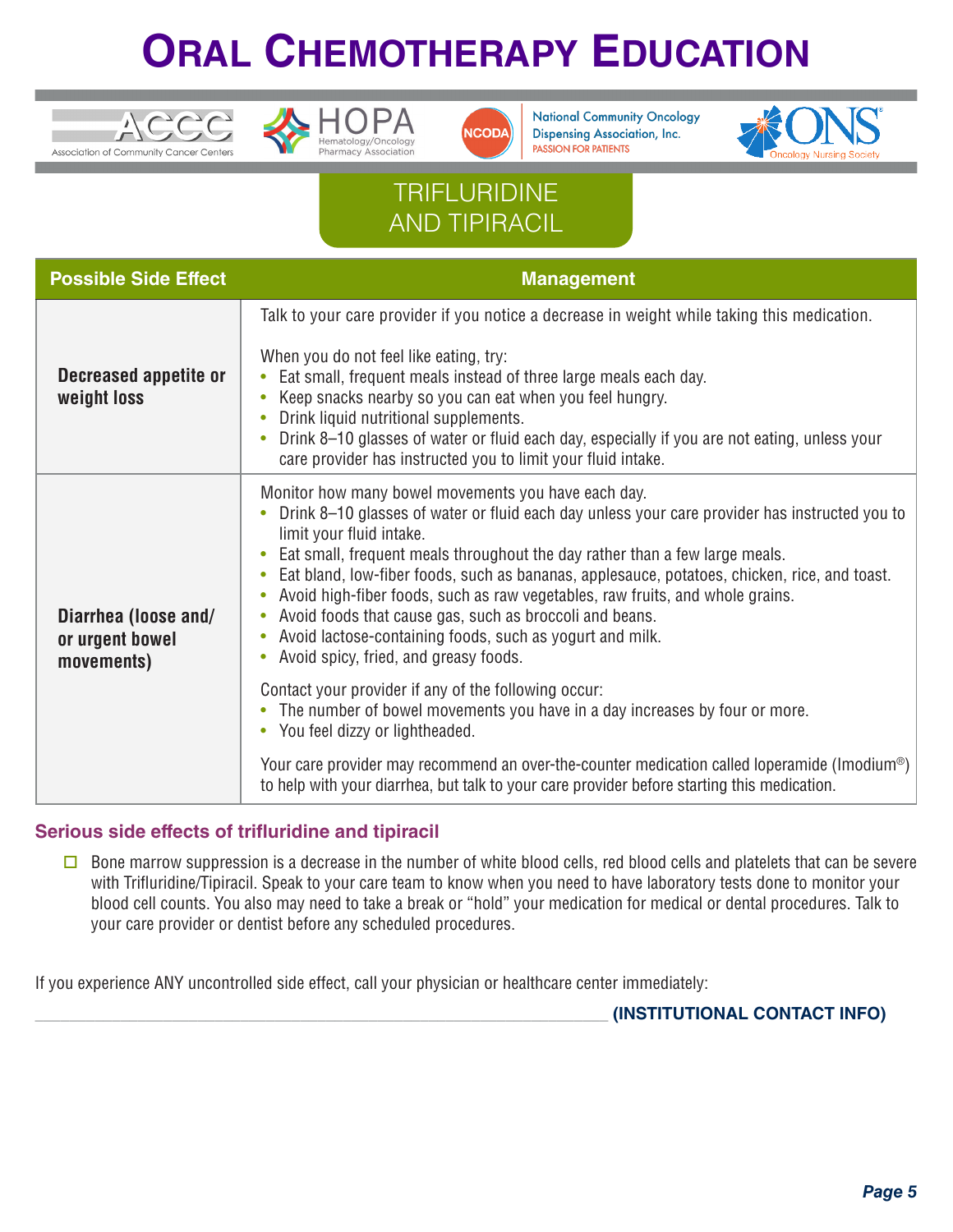# Oral Chemotherapy Education

## TRIFLURIDINE AND TIPIRACIL

| Possible Side Effect | Management |
|---|---|
| **Decreased appetite or weight loss** | Talk to your care provider if you notice a decrease in weight while taking this medication.<br><br>When you do not feel like eating, try:<br>• Eat small, frequent meals instead of three large meals each day.<br>• Keep snacks nearby so you can eat when you feel hungry.<br>• Drink liquid nutritional supplements.<br>• Drink 8–10 glasses of water or fluid each day, especially if you are not eating, unless your care provider has instructed you to limit your fluid intake. |
| **Diarrhea (loose and/ or urgent bowel movements)** | Monitor how many bowel movements you have each day.<br>• Drink 8–10 glasses of water or fluid each day unless your care provider has instructed you to limit your fluid intake.<br>• Eat small, frequent meals throughout the day rather than a few large meals.<br>• Eat bland, low-fiber foods, such as bananas, applesauce, potatoes, chicken, rice, and toast.<br>• Avoid high-fiber foods, such as raw vegetables, raw fruits, and whole grains.<br>• Avoid foods that cause gas, such as broccoli and beans.<br>• Avoid lactose-containing foods, such as yogurt and milk.<br>• Avoid spicy, fried, and greasy foods.<br><br>Contact your provider if any of the following occur:<br>• The number of bowel movements you have in a day increases by four or more.<br>• You feel dizzy or lightheaded.<br><br>Your care provider may recommend an over-the-counter medication called loperamide (Imodium®) to help with your diarrhea, but talk to your care provider before starting this medication. |

### Serious side effects of trifluridine and tipiracil

- ☐ Bone marrow suppression is a decrease in the number of white blood cells, red blood cells and platelets that can be severe with Trifluridine/Tipiracil. Speak to your care team to know when you need to have laboratory tests done to monitor your blood cell counts. You also may need to take a break or "hold" your medication for medical or dental procedures. Talk to your care provider or dentist before any scheduled procedures.

If you experience ANY uncontrolled side effect, call your physician or healthcare center immediately:

_______________________________________________ **(INSTITUTIONAL CONTACT INFO)**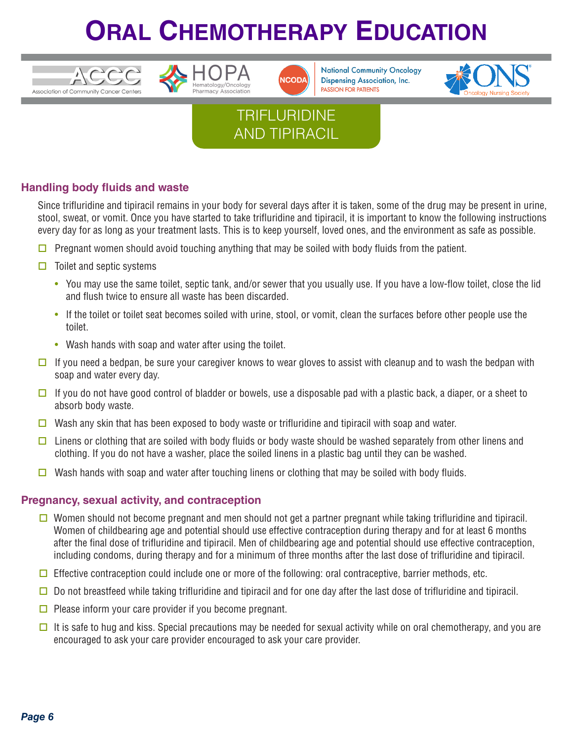# ORAL CHEMOTHERAPY EDUCATION

## TRIFLURIDINE AND TIPIRACIL

### Handling body fluids and waste

Since trifluridine and tipiracil remains in your body for several days after it is taken, some of the drug may be present in urine, stool, sweat, or vomit. Once you have started to take trifluridine and tipiracil, it is important to know the following instructions every day for as long as your treatment lasts. This is to keep yourself, loved ones, and the environment as safe as possible.

- ☐ Pregnant women should avoid touching anything that may be soiled with body fluids from the patient.
- ☐ Toilet and septic systems
  - You may use the same toilet, septic tank, and/or sewer that you usually use. If you have a low-flow toilet, close the lid and flush twice to ensure all waste has been discarded.
  - If the toilet or toilet seat becomes soiled with urine, stool, or vomit, clean the surfaces before other people use the toilet.
  - Wash hands with soap and water after using the toilet.
- ☐ If you need a bedpan, be sure your caregiver knows to wear gloves to assist with cleanup and to wash the bedpan with soap and water every day.
- ☐ If you do not have good control of bladder or bowels, use a disposable pad with a plastic back, a diaper, or a sheet to absorb body waste.
- ☐ Wash any skin that has been exposed to body waste or trifluridine and tipiracil with soap and water.
- ☐ Linens or clothing that are soiled with body fluids or body waste should be washed separately from other linens and clothing. If you do not have a washer, place the soiled linens in a plastic bag until they can be washed.
- ☐ Wash hands with soap and water after touching linens or clothing that may be soiled with body fluids.

### Pregnancy, sexual activity, and contraception

- ☐ Women should not become pregnant and men should not get a partner pregnant while taking trifluridine and tipiracil. Women of childbearing age and potential should use effective contraception during therapy and for at least 6 months after the final dose of trifluridine and tipiracil. Men of childbearing age and potential should use effective contraception, including condoms, during therapy and for a minimum of three months after the last dose of trifluridine and tipiracil.
- ☐ Effective contraception could include one or more of the following: oral contraceptive, barrier methods, etc.
- ☐ Do not breastfeed while taking trifluridine and tipiracil and for one day after the last dose of trifluridine and tipiracil.
- ☐ Please inform your care provider if you become pregnant.
- ☐ It is safe to hug and kiss. Special precautions may be needed for sexual activity while on oral chemotherapy, and you are encouraged to ask your care provider encouraged to ask your care provider.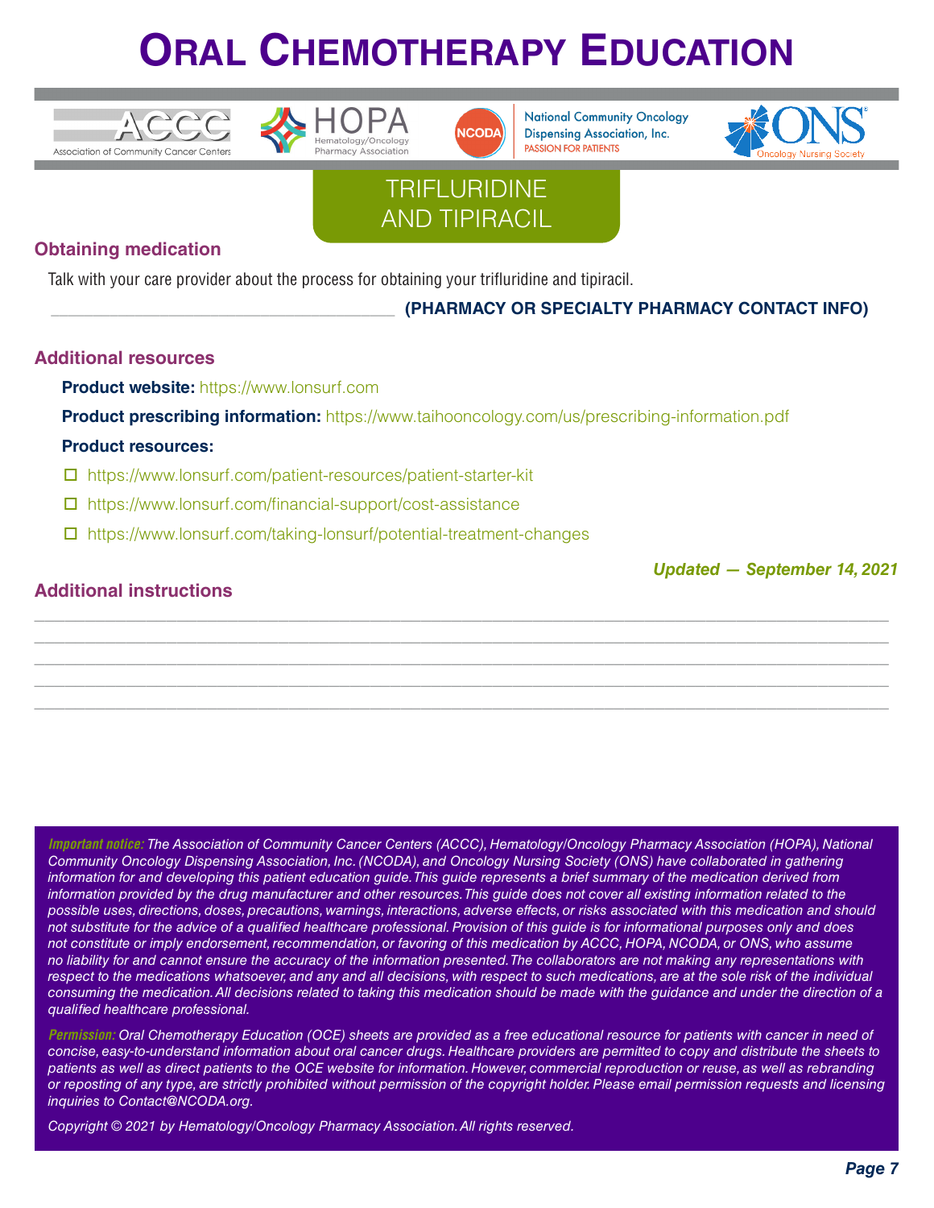# ORAL CHEMOTHERAPY EDUCATION

ACCC — Association of Community Cancer Centers | HOPA — Hematology/Oncology Pharmacy Association | NCODA — National Community Oncology Dispensing Association, Inc. PASSION FOR PATIENTS | ONS — Oncology Nursing Society

## TRIFLURIDINE AND TIPIRACIL

### Obtaining medication

Talk with your care provider about the process for obtaining your trifluridine and tipiracil.

_______________________________________ **(PHARMACY OR SPECIALTY PHARMACY CONTACT INFO)**

### Additional resources

**Product website:** https://www.lonsurf.com

**Product prescribing information:** https://www.taihooncology.com/us/prescribing-information.pdf

**Product resources:**

- ☐ https://www.lonsurf.com/patient-resources/patient-starter-kit
- ☐ https://www.lonsurf.com/financial-support/cost-assistance
- ☐ https://www.lonsurf.com/taking-lonsurf/potential-treatment-changes

***Updated — September 14, 2021***

### Additional instructions

_______________________________________________________________________________

_______________________________________________________________________________

_______________________________________________________________________________

_______________________________________________________________________________

_______________________________________________________________________________

***Important notice:*** *The Association of Community Cancer Centers (ACCC), Hematology/Oncology Pharmacy Association (HOPA), National Community Oncology Dispensing Association, Inc. (NCODA), and Oncology Nursing Society (ONS) have collaborated in gathering information for and developing this patient education guide. This guide represents a brief summary of the medication derived from information provided by the drug manufacturer and other resources. This guide does not cover all existing information related to the possible uses, directions, doses, precautions, warnings, interactions, adverse effects, or risks associated with this medication and should not substitute for the advice of a qualified healthcare professional. Provision of this guide is for informational purposes only and does not constitute or imply endorsement, recommendation, or favoring of this medication by ACCC, HOPA, NCODA, or ONS, who assume no liability for and cannot ensure the accuracy of the information presented. The collaborators are not making any representations with respect to the medications whatsoever, and any and all decisions, with respect to such medications, are at the sole risk of the individual consuming the medication. All decisions related to taking this medication should be made with the guidance and under the direction of a qualified healthcare professional.*

***Permission:*** *Oral Chemotherapy Education (OCE) sheets are provided as a free educational resource for patients with cancer in need of concise, easy-to-understand information about oral cancer drugs. Healthcare providers are permitted to copy and distribute the sheets to patients as well as direct patients to the OCE website for information. However, commercial reproduction or reuse, as well as rebranding or reposting of any type, are strictly prohibited without permission of the copyright holder. Please email permission requests and licensing inquiries to Contact@NCODA.org.*

*Copyright © 2021 by Hematology/Oncology Pharmacy Association. All rights reserved.*